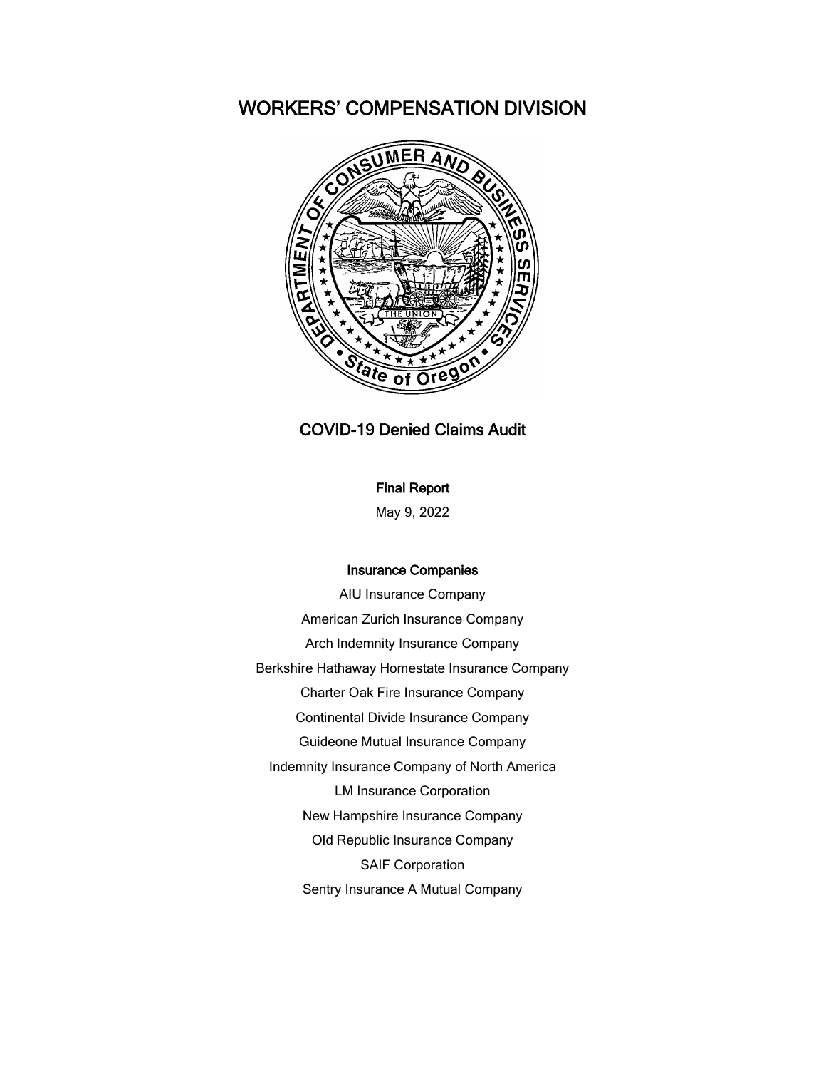# WORKERS' COMPENSATION DIVISION

## COVID-19 Denied Claims Audit

**Final Report**

May 9, 2022

**Insurance Companies**

AIU Insurance Company

American Zurich Insurance Company

Arch Indemnity Insurance Company

Berkshire Hathaway Homestate Insurance Company

Charter Oak Fire Insurance Company

Continental Divide Insurance Company

Guideone Mutual Insurance Company

Indemnity Insurance Company of North America

LM Insurance Corporation

New Hampshire Insurance Company

Old Republic Insurance Company

SAIF Corporation

Sentry Insurance A Mutual Company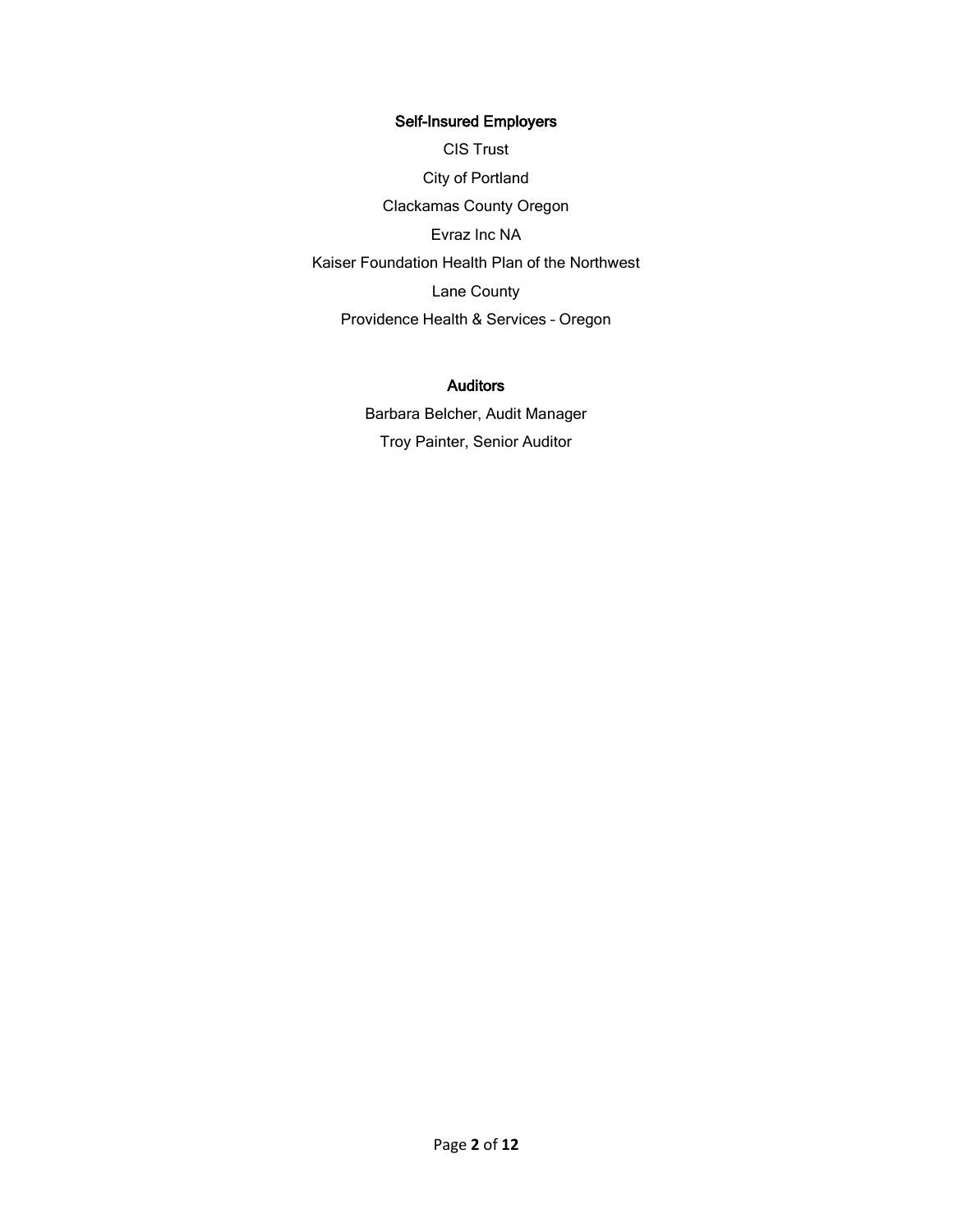**Self-Insured Employers**

CIS Trust

City of Portland

Clackamas County Oregon

Evraz Inc NA

Kaiser Foundation Health Plan of the Northwest

Lane County

Providence Health & Services – Oregon

**Auditors**

Barbara Belcher, Audit Manager

Troy Painter, Senior Auditor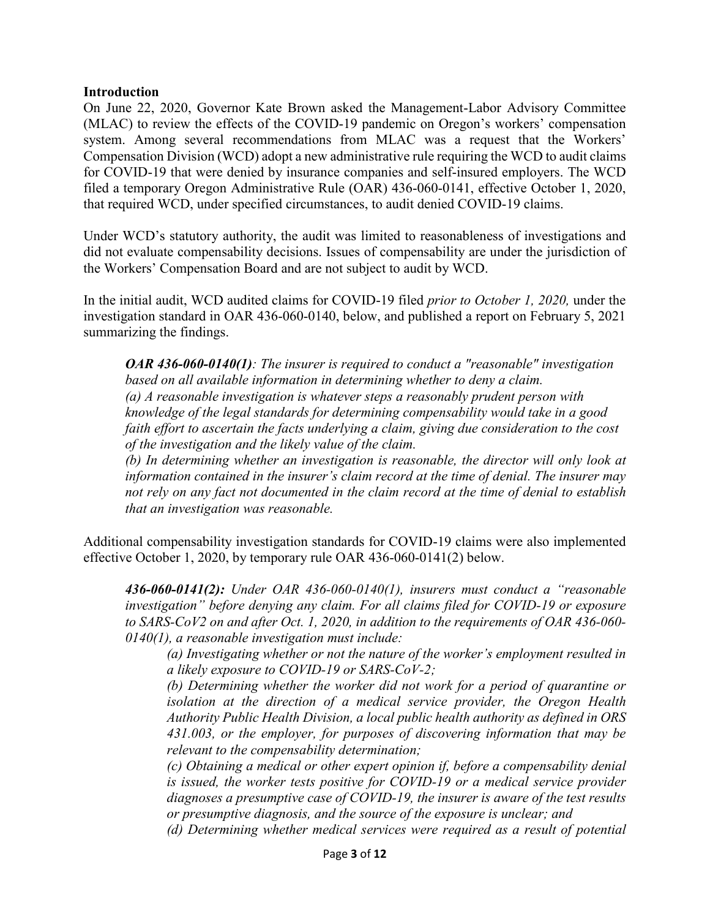**Introduction**

On June 22, 2020, Governor Kate Brown asked the Management-Labor Advisory Committee (MLAC) to review the effects of the COVID-19 pandemic on Oregon's workers' compensation system. Among several recommendations from MLAC was a request that the Workers' Compensation Division (WCD) adopt a new administrative rule requiring the WCD to audit claims for COVID-19 that were denied by insurance companies and self-insured employers. The WCD filed a temporary Oregon Administrative Rule (OAR) 436-060-0141, effective October 1, 2020, that required WCD, under specified circumstances, to audit denied COVID-19 claims.

Under WCD's statutory authority, the audit was limited to reasonableness of investigations and did not evaluate compensability decisions. Issues of compensability are under the jurisdiction of the Workers' Compensation Board and are not subject to audit by WCD.

In the initial audit, WCD audited claims for COVID-19 filed *prior to October 1, 2020,* under the investigation standard in OAR 436-060-0140, below, and published a report on February 5, 2021 summarizing the findings.

> ***OAR 436-060-0140(1)****: The insurer is required to conduct a "reasonable" investigation based on all available information in determining whether to deny a claim.*
>
> *(a) A reasonable investigation is whatever steps a reasonably prudent person with knowledge of the legal standards for determining compensability would take in a good faith effort to ascertain the facts underlying a claim, giving due consideration to the cost of the investigation and the likely value of the claim.*
>
> *(b) In determining whether an investigation is reasonable, the director will only look at information contained in the insurer's claim record at the time of denial. The insurer may not rely on any fact not documented in the claim record at the time of denial to establish that an investigation was reasonable.*

Additional compensability investigation standards for COVID-19 claims were also implemented effective October 1, 2020, by temporary rule OAR 436-060-0141(2) below.

> ***436-060-0141(2):*** *Under OAR 436-060-0140(1), insurers must conduct a "reasonable investigation" before denying any claim. For all claims filed for COVID-19 or exposure to SARS-CoV2 on and after Oct. 1, 2020, in addition to the requirements of OAR 436-060-0140(1), a reasonable investigation must include:*
>
> > *(a) Investigating whether or not the nature of the worker's employment resulted in a likely exposure to COVID-19 or SARS-CoV-2;*
> >
> > *(b) Determining whether the worker did not work for a period of quarantine or isolation at the direction of a medical service provider, the Oregon Health Authority Public Health Division, a local public health authority as defined in ORS 431.003, or the employer, for purposes of discovering information that may be relevant to the compensability determination;*
> >
> > *(c) Obtaining a medical or other expert opinion if, before a compensability denial is issued, the worker tests positive for COVID-19 or a medical service provider diagnoses a presumptive case of COVID-19, the insurer is aware of the test results or presumptive diagnosis, and the source of the exposure is unclear; and*
> >
> > *(d) Determining whether medical services were required as a result of potential*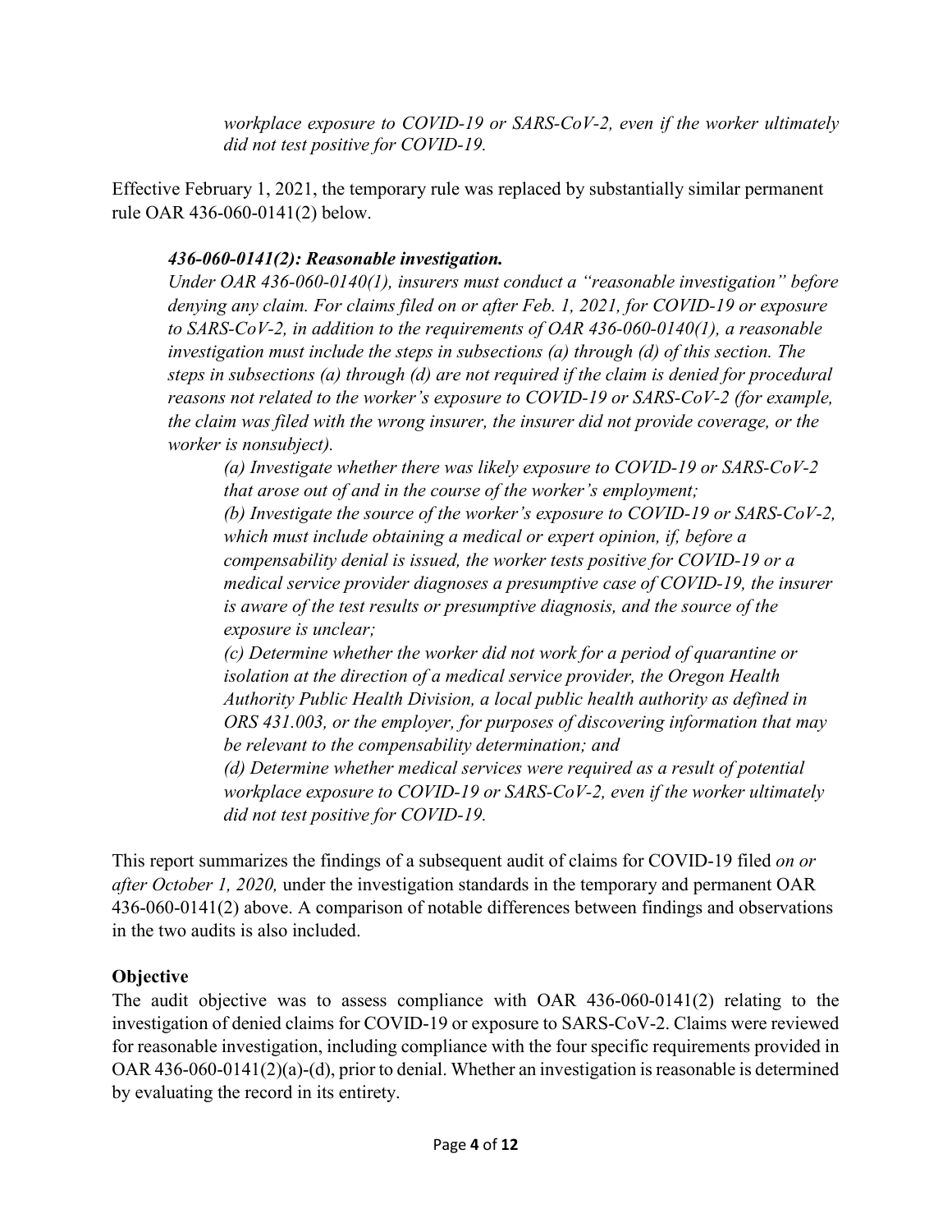*workplace exposure to COVID-19 or SARS-CoV-2, even if the worker ultimately did not test positive for COVID-19.*

Effective February 1, 2021, the temporary rule was replaced by substantially similar permanent rule OAR 436-060-0141(2) below.

> ***436-060-0141(2): Reasonable investigation.***
>
> *Under OAR 436-060-0140(1), insurers must conduct a "reasonable investigation" before denying any claim. For claims filed on or after Feb. 1, 2021, for COVID-19 or exposure to SARS-CoV-2, in addition to the requirements of OAR 436-060-0140(1), a reasonable investigation must include the steps in subsections (a) through (d) of this section. The steps in subsections (a) through (d) are not required if the claim is denied for procedural reasons not related to the worker's exposure to COVID-19 or SARS-CoV-2 (for example, the claim was filed with the wrong insurer, the insurer did not provide coverage, or the worker is nonsubject).*
>
> *(a) Investigate whether there was likely exposure to COVID-19 or SARS-CoV-2 that arose out of and in the course of the worker's employment;*
>
> *(b) Investigate the source of the worker's exposure to COVID-19 or SARS-CoV-2, which must include obtaining a medical or expert opinion, if, before a compensability denial is issued, the worker tests positive for COVID-19 or a medical service provider diagnoses a presumptive case of COVID-19, the insurer is aware of the test results or presumptive diagnosis, and the source of the exposure is unclear;*
>
> *(c) Determine whether the worker did not work for a period of quarantine or isolation at the direction of a medical service provider, the Oregon Health Authority Public Health Division, a local public health authority as defined in ORS 431.003, or the employer, for purposes of discovering information that may be relevant to the compensability determination; and*
>
> *(d) Determine whether medical services were required as a result of potential workplace exposure to COVID-19 or SARS-CoV-2, even if the worker ultimately did not test positive for COVID-19.*

This report summarizes the findings of a subsequent audit of claims for COVID-19 filed *on or after October 1, 2020,* under the investigation standards in the temporary and permanent OAR 436-060-0141(2) above. A comparison of notable differences between findings and observations in the two audits is also included.

## Objective

The audit objective was to assess compliance with OAR 436-060-0141(2) relating to the investigation of denied claims for COVID-19 or exposure to SARS-CoV-2. Claims were reviewed for reasonable investigation, including compliance with the four specific requirements provided in OAR 436-060-0141(2)(a)-(d), prior to denial. Whether an investigation is reasonable is determined by evaluating the record in its entirety.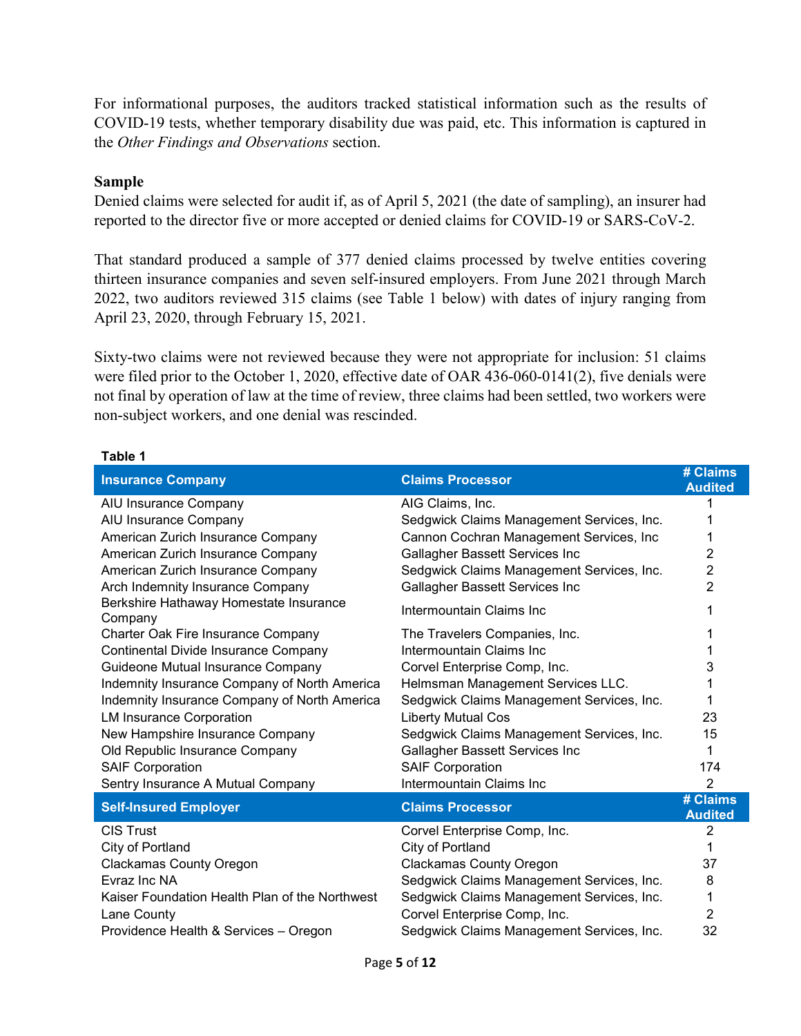For informational purposes, the auditors tracked statistical information such as the results of COVID-19 tests, whether temporary disability due was paid, etc. This information is captured in the *Other Findings and Observations* section.

**Sample**

Denied claims were selected for audit if, as of April 5, 2021 (the date of sampling), an insurer had reported to the director five or more accepted or denied claims for COVID-19 or SARS-CoV-2.

That standard produced a sample of 377 denied claims processed by twelve entities covering thirteen insurance companies and seven self-insured employers. From June 2021 through March 2022, two auditors reviewed 315 claims (see Table 1 below) with dates of injury ranging from April 23, 2020, through February 15, 2021.

Sixty-two claims were not reviewed because they were not appropriate for inclusion: 51 claims were filed prior to the October 1, 2020, effective date of OAR 436-060-0141(2), five denials were not final by operation of law at the time of review, three claims had been settled, two workers were non-subject workers, and one denial was rescinded.

**Table 1**

| Insurance Company | Claims Processor | # Claims Audited |
|---|---|---|
| AIU Insurance Company | AIG Claims, Inc. | 1 |
| AIU Insurance Company | Sedgwick Claims Management Services, Inc. | 1 |
| American Zurich Insurance Company | Cannon Cochran Management Services, Inc | 1 |
| American Zurich Insurance Company | Gallagher Bassett Services Inc | 2 |
| American Zurich Insurance Company | Sedgwick Claims Management Services, Inc. | 2 |
| Arch Indemnity Insurance Company | Gallagher Bassett Services Inc | 2 |
| Berkshire Hathaway Homestate Insurance Company | Intermountain Claims Inc | 1 |
| Charter Oak Fire Insurance Company | The Travelers Companies, Inc. | 1 |
| Continental Divide Insurance Company | Intermountain Claims Inc | 1 |
| Guideone Mutual Insurance Company | Corvel Enterprise Comp, Inc. | 3 |
| Indemnity Insurance Company of North America | Helmsman Management Services LLC. | 1 |
| Indemnity Insurance Company of North America | Sedgwick Claims Management Services, Inc. | 1 |
| LM Insurance Corporation | Liberty Mutual Cos | 23 |
| New Hampshire Insurance Company | Sedgwick Claims Management Services, Inc. | 15 |
| Old Republic Insurance Company | Gallagher Bassett Services Inc | 1 |
| SAIF Corporation | SAIF Corporation | 174 |
| Sentry Insurance A Mutual Company | Intermountain Claims Inc | 2 |
| **Self-Insured Employer** | **Claims Processor** | **# Claims Audited** |
| CIS Trust | Corvel Enterprise Comp, Inc. | 2 |
| City of Portland | City of Portland | 1 |
| Clackamas County Oregon | Clackamas County Oregon | 37 |
| Evraz Inc NA | Sedgwick Claims Management Services, Inc. | 8 |
| Kaiser Foundation Health Plan of the Northwest | Sedgwick Claims Management Services, Inc. | 1 |
| Lane County | Corvel Enterprise Comp, Inc. | 2 |
| Providence Health & Services – Oregon | Sedgwick Claims Management Services, Inc. | 32 |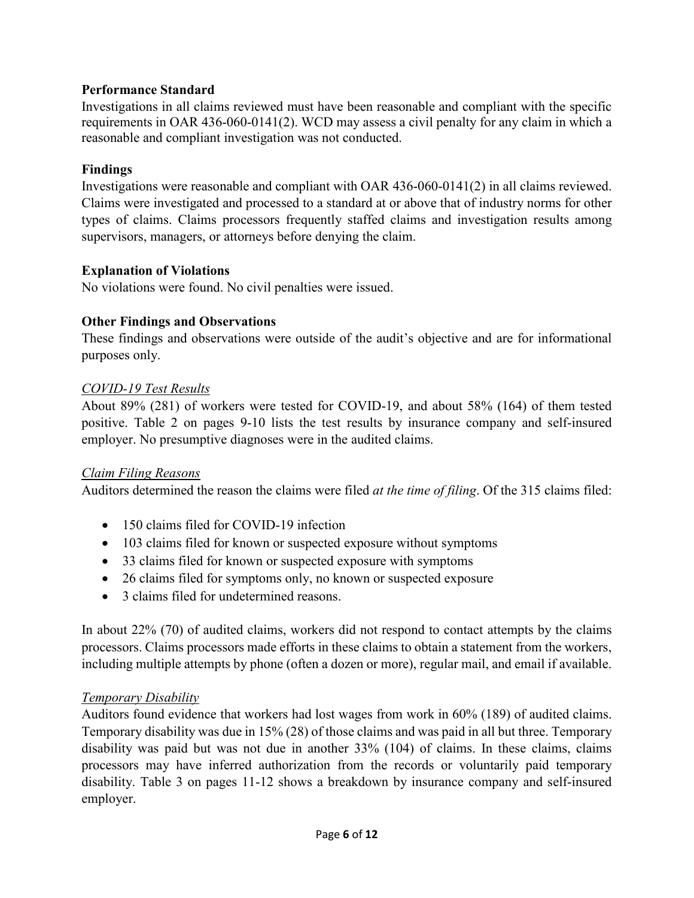### Performance Standard

Investigations in all claims reviewed must have been reasonable and compliant with the specific requirements in OAR 436-060-0141(2). WCD may assess a civil penalty for any claim in which a reasonable and compliant investigation was not conducted.

### Findings

Investigations were reasonable and compliant with OAR 436-060-0141(2) in all claims reviewed. Claims were investigated and processed to a standard at or above that of industry norms for other types of claims. Claims processors frequently staffed claims and investigation results among supervisors, managers, or attorneys before denying the claim.

### Explanation of Violations

No violations were found. No civil penalties were issued.

### Other Findings and Observations

These findings and observations were outside of the audit's objective and are for informational purposes only.

#### *COVID-19 Test Results*

About 89% (281) of workers were tested for COVID-19, and about 58% (164) of them tested positive. Table 2 on pages 9-10 lists the test results by insurance company and self-insured employer. No presumptive diagnoses were in the audited claims.

#### *Claim Filing Reasons*

Auditors determined the reason the claims were filed *at the time of filing*. Of the 315 claims filed:

- 150 claims filed for COVID-19 infection
- 103 claims filed for known or suspected exposure without symptoms
- 33 claims filed for known or suspected exposure with symptoms
- 26 claims filed for symptoms only, no known or suspected exposure
- 3 claims filed for undetermined reasons.

In about 22% (70) of audited claims, workers did not respond to contact attempts by the claims processors. Claims processors made efforts in these claims to obtain a statement from the workers, including multiple attempts by phone (often a dozen or more), regular mail, and email if available.

#### *Temporary Disability*

Auditors found evidence that workers had lost wages from work in 60% (189) of audited claims. Temporary disability was due in 15% (28) of those claims and was paid in all but three. Temporary disability was paid but was not due in another 33% (104) of claims. In these claims, claims processors may have inferred authorization from the records or voluntarily paid temporary disability. Table 3 on pages 11-12 shows a breakdown by insurance company and self-insured employer.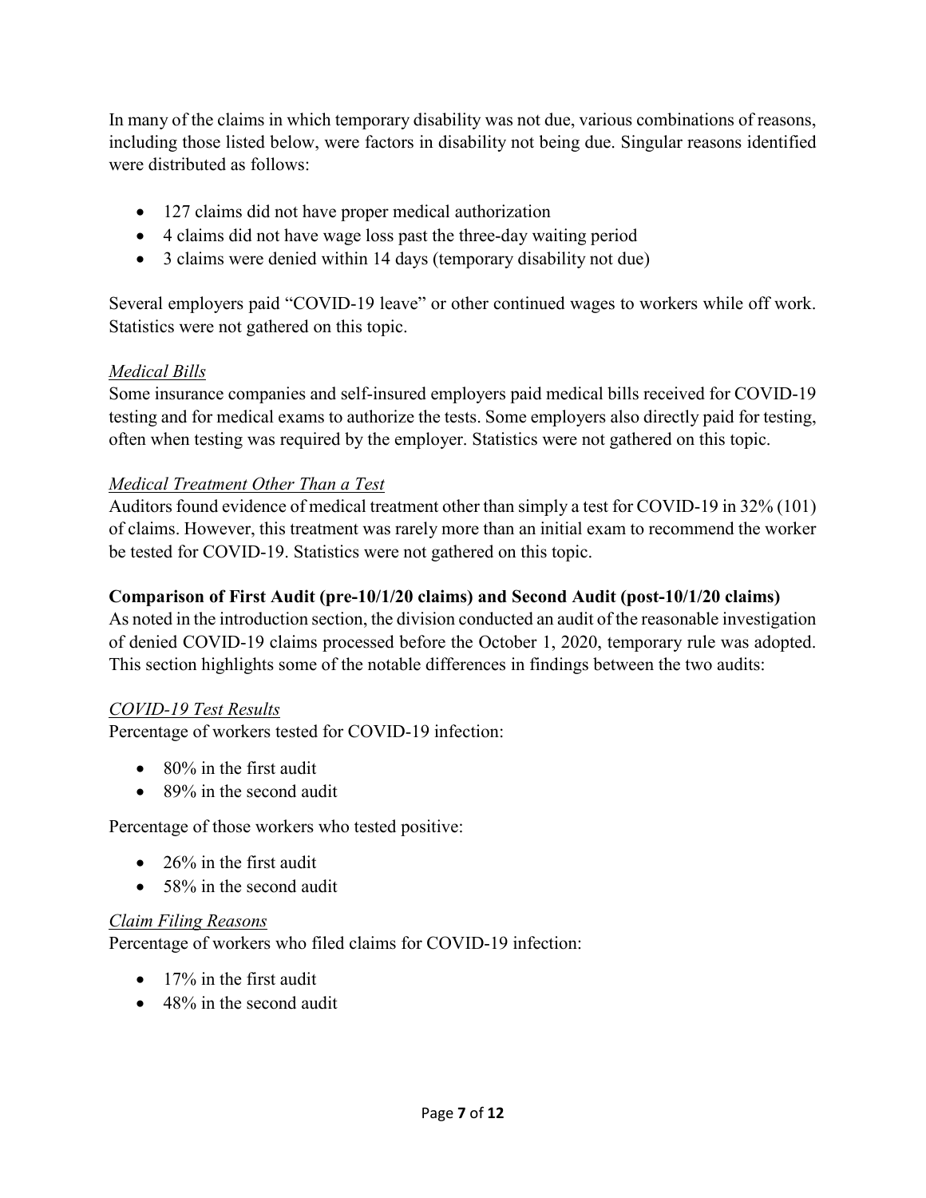In many of the claims in which temporary disability was not due, various combinations of reasons, including those listed below, were factors in disability not being due. Singular reasons identified were distributed as follows:

- 127 claims did not have proper medical authorization
- 4 claims did not have wage loss past the three-day waiting period
- 3 claims were denied within 14 days (temporary disability not due)

Several employers paid "COVID-19 leave" or other continued wages to workers while off work. Statistics were not gathered on this topic.

*Medical Bills*

Some insurance companies and self-insured employers paid medical bills received for COVID-19 testing and for medical exams to authorize the tests. Some employers also directly paid for testing, often when testing was required by the employer. Statistics were not gathered on this topic.

*Medical Treatment Other Than a Test*

Auditors found evidence of medical treatment other than simply a test for COVID-19 in 32% (101) of claims. However, this treatment was rarely more than an initial exam to recommend the worker be tested for COVID-19. Statistics were not gathered on this topic.

**Comparison of First Audit (pre-10/1/20 claims) and Second Audit (post-10/1/20 claims)**

As noted in the introduction section, the division conducted an audit of the reasonable investigation of denied COVID-19 claims processed before the October 1, 2020, temporary rule was adopted. This section highlights some of the notable differences in findings between the two audits:

*COVID-19 Test Results*

Percentage of workers tested for COVID-19 infection:

- 80% in the first audit
- 89% in the second audit

Percentage of those workers who tested positive:

- 26% in the first audit
- 58% in the second audit

*Claim Filing Reasons*

Percentage of workers who filed claims for COVID-19 infection:

- 17% in the first audit
- 48% in the second audit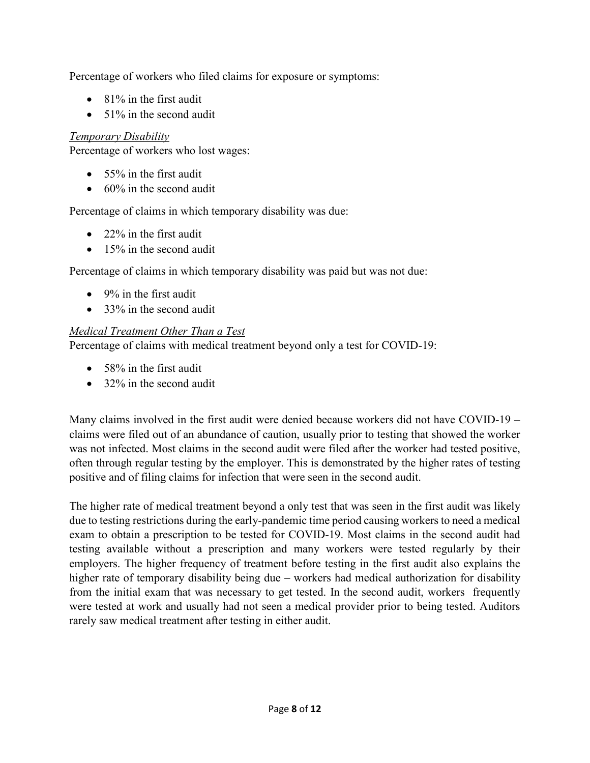Percentage of workers who filed claims for exposure or symptoms:

- 81% in the first audit
- 51% in the second audit

*Temporary Disability*

Percentage of workers who lost wages:

- 55% in the first audit
- 60% in the second audit

Percentage of claims in which temporary disability was due:

- 22% in the first audit
- 15% in the second audit

Percentage of claims in which temporary disability was paid but was not due:

- 9% in the first audit
- 33% in the second audit

*Medical Treatment Other Than a Test*

Percentage of claims with medical treatment beyond only a test for COVID-19:

- 58% in the first audit
- 32% in the second audit

Many claims involved in the first audit were denied because workers did not have COVID-19 – claims were filed out of an abundance of caution, usually prior to testing that showed the worker was not infected. Most claims in the second audit were filed after the worker had tested positive, often through regular testing by the employer. This is demonstrated by the higher rates of testing positive and of filing claims for infection that were seen in the second audit.

The higher rate of medical treatment beyond a only test that was seen in the first audit was likely due to testing restrictions during the early-pandemic time period causing workers to need a medical exam to obtain a prescription to be tested for COVID-19. Most claims in the second audit had testing available without a prescription and many workers were tested regularly by their employers. The higher frequency of treatment before testing in the first audit also explains the higher rate of temporary disability being due – workers had medical authorization for disability from the initial exam that was necessary to get tested. In the second audit, workers frequently were tested at work and usually had not seen a medical provider prior to being tested. Auditors rarely saw medical treatment after testing in either audit.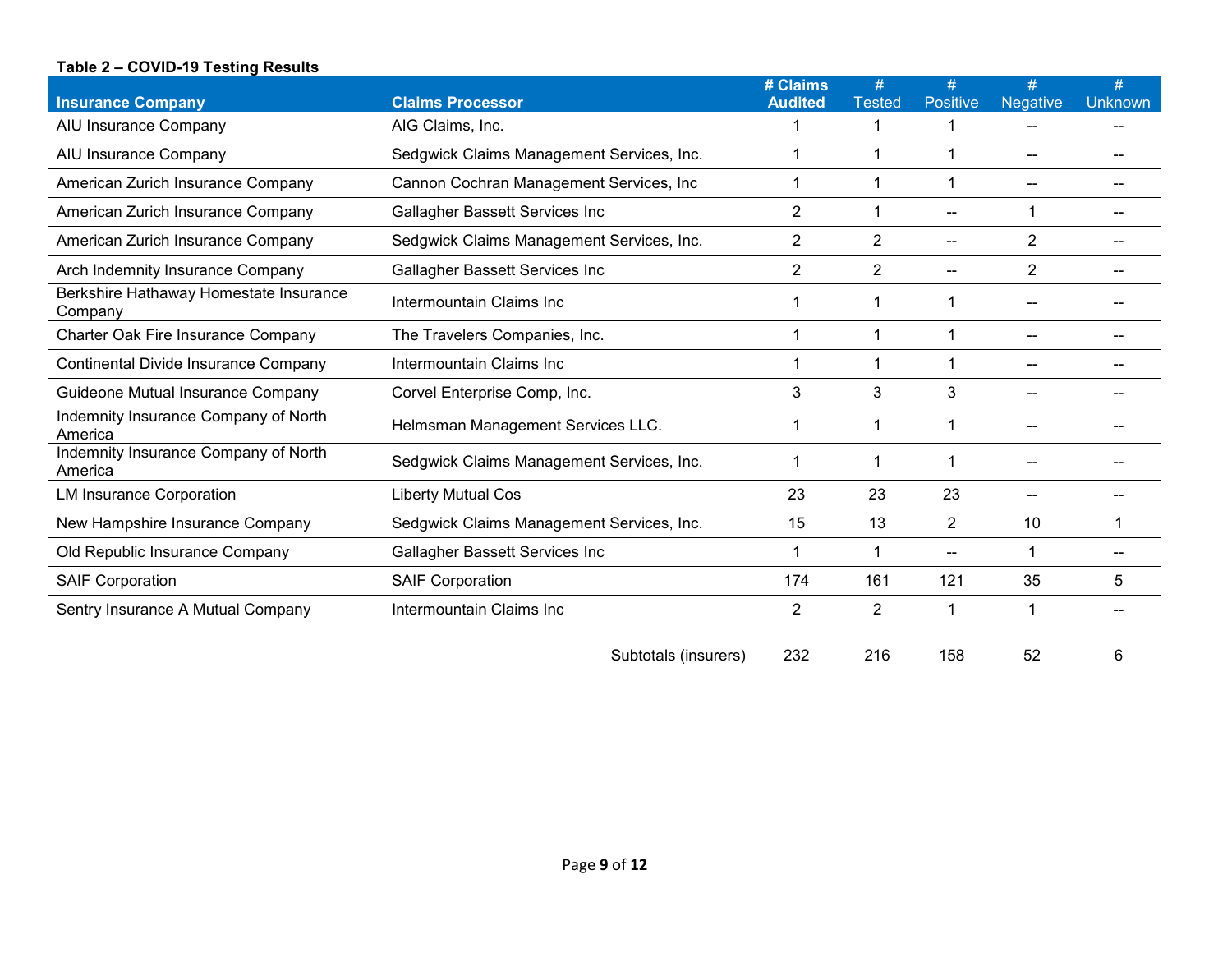**Table 2 – COVID-19 Testing Results**

| Insurance Company | Claims Processor | # Claims Audited | # Tested | # Positive | # Negative | # Unknown |
|---|---|---|---|---|---|---|
| AIU Insurance Company | AIG Claims, Inc. | 1 | 1 | 1 | -- | -- |
| AIU Insurance Company | Sedgwick Claims Management Services, Inc. | 1 | 1 | 1 | -- | -- |
| American Zurich Insurance Company | Cannon Cochran Management Services, Inc | 1 | 1 | 1 | -- | -- |
| American Zurich Insurance Company | Gallagher Bassett Services Inc | 2 | 1 | -- | 1 | -- |
| American Zurich Insurance Company | Sedgwick Claims Management Services, Inc. | 2 | 2 | -- | 2 | -- |
| Arch Indemnity Insurance Company | Gallagher Bassett Services Inc | 2 | 2 | -- | 2 | -- |
| Berkshire Hathaway Homestate Insurance Company | Intermountain Claims Inc | 1 | 1 | 1 | -- | -- |
| Charter Oak Fire Insurance Company | The Travelers Companies, Inc. | 1 | 1 | 1 | -- | -- |
| Continental Divide Insurance Company | Intermountain Claims Inc | 1 | 1 | 1 | -- | -- |
| Guideone Mutual Insurance Company | Corvel Enterprise Comp, Inc. | 3 | 3 | 3 | -- | -- |
| Indemnity Insurance Company of North America | Helmsman Management Services LLC. | 1 | 1 | 1 | -- | -- |
| Indemnity Insurance Company of North America | Sedgwick Claims Management Services, Inc. | 1 | 1 | 1 | -- | -- |
| LM Insurance Corporation | Liberty Mutual Cos | 23 | 23 | 23 | -- | -- |
| New Hampshire Insurance Company | Sedgwick Claims Management Services, Inc. | 15 | 13 | 2 | 10 | 1 |
| Old Republic Insurance Company | Gallagher Bassett Services Inc | 1 | 1 | -- | 1 | -- |
| SAIF Corporation | SAIF Corporation | 174 | 161 | 121 | 35 | 5 |
| Sentry Insurance A Mutual Company | Intermountain Claims Inc | 2 | 2 | 1 | 1 | -- |
| | Subtotals (insurers) | 232 | 216 | 158 | 52 | 6 |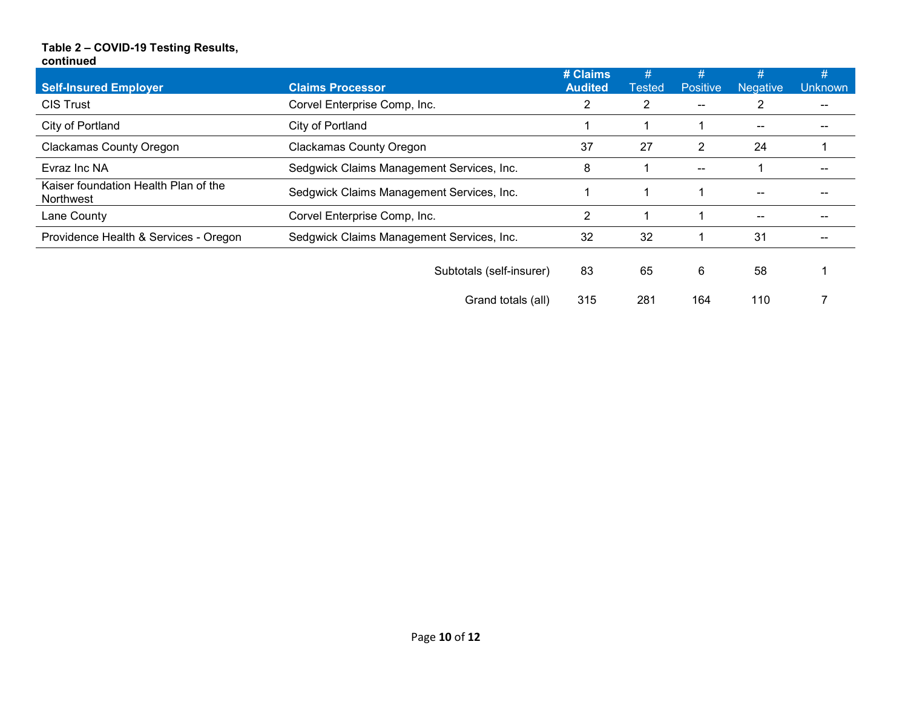**Table 2 – COVID-19 Testing Results, continued**

| Self-Insured Employer | Claims Processor | # Claims Audited | # Tested | # Positive | # Negative | # Unknown |
|---|---|---|---|---|---|---|
| CIS Trust | Corvel Enterprise Comp, Inc. | 2 | 2 | -- | 2 | -- |
| City of Portland | City of Portland | 1 | 1 | 1 | -- | -- |
| Clackamas County Oregon | Clackamas County Oregon | 37 | 27 | 2 | 24 | 1 |
| Evraz Inc NA | Sedgwick Claims Management Services, Inc. | 8 | 1 | -- | 1 | -- |
| Kaiser foundation Health Plan of the Northwest | Sedgwick Claims Management Services, Inc. | 1 | 1 | 1 | -- | -- |
| Lane County | Corvel Enterprise Comp, Inc. | 2 | 1 | 1 | -- | -- |
| Providence Health & Services - Oregon | Sedgwick Claims Management Services, Inc. | 32 | 32 | 1 | 31 | -- |
| | Subtotals (self-insurer) | 83 | 65 | 6 | 58 | 1 |
| | Grand totals (all) | 315 | 281 | 164 | 110 | 7 |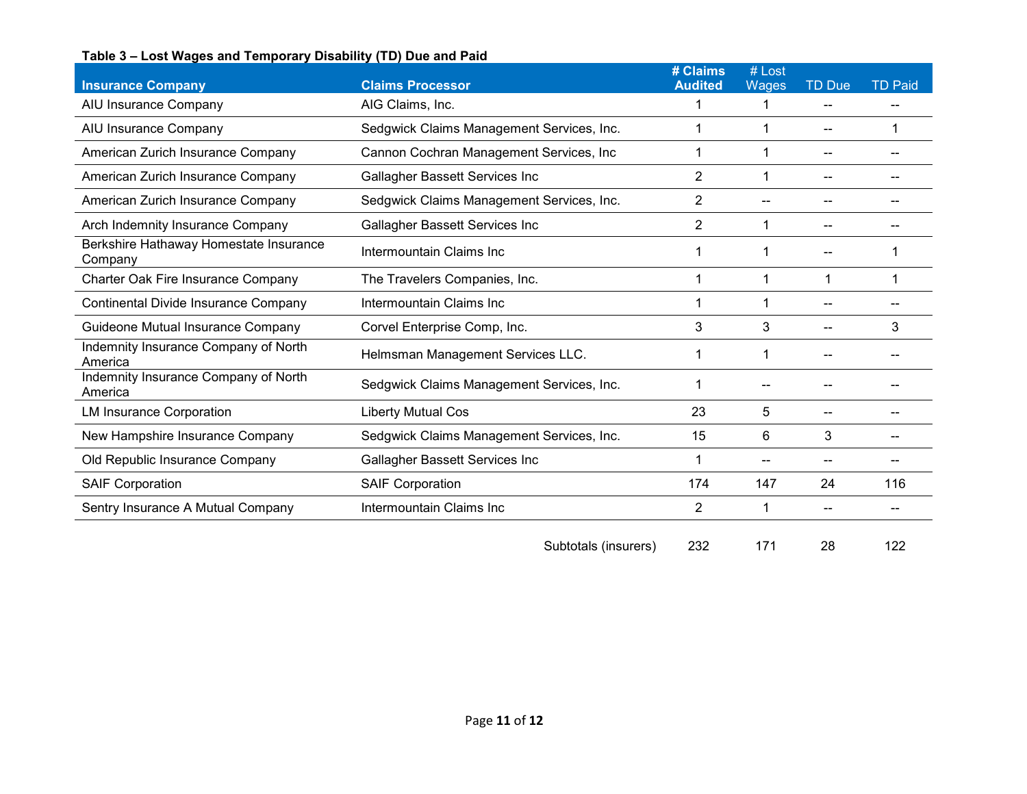**Table 3 – Lost Wages and Temporary Disability (TD) Due and Paid**

| Insurance Company | Claims Processor | # Claims Audited | # Lost Wages | TD Due | TD Paid |
|---|---|---|---|---|---|
| AIU Insurance Company | AIG Claims, Inc. | 1 | 1 | -- | -- |
| AIU Insurance Company | Sedgwick Claims Management Services, Inc. | 1 | 1 | -- | 1 |
| American Zurich Insurance Company | Cannon Cochran Management Services, Inc | 1 | 1 | -- | -- |
| American Zurich Insurance Company | Gallagher Bassett Services Inc | 2 | 1 | -- | -- |
| American Zurich Insurance Company | Sedgwick Claims Management Services, Inc. | 2 | -- | -- | -- |
| Arch Indemnity Insurance Company | Gallagher Bassett Services Inc | 2 | 1 | -- | -- |
| Berkshire Hathaway Homestate Insurance Company | Intermountain Claims Inc | 1 | 1 | -- | 1 |
| Charter Oak Fire Insurance Company | The Travelers Companies, Inc. | 1 | 1 | 1 | 1 |
| Continental Divide Insurance Company | Intermountain Claims Inc | 1 | 1 | -- | -- |
| Guideone Mutual Insurance Company | Corvel Enterprise Comp, Inc. | 3 | 3 | -- | 3 |
| Indemnity Insurance Company of North America | Helmsman Management Services LLC. | 1 | 1 | -- | -- |
| Indemnity Insurance Company of North America | Sedgwick Claims Management Services, Inc. | 1 | -- | -- | -- |
| LM Insurance Corporation | Liberty Mutual Cos | 23 | 5 | -- | -- |
| New Hampshire Insurance Company | Sedgwick Claims Management Services, Inc. | 15 | 6 | 3 | -- |
| Old Republic Insurance Company | Gallagher Bassett Services Inc | 1 | -- | -- | -- |
| SAIF Corporation | SAIF Corporation | 174 | 147 | 24 | 116 |
| Sentry Insurance A Mutual Company | Intermountain Claims Inc | 2 | 1 | -- | -- |
| | Subtotals (insurers) | 232 | 171 | 28 | 122 |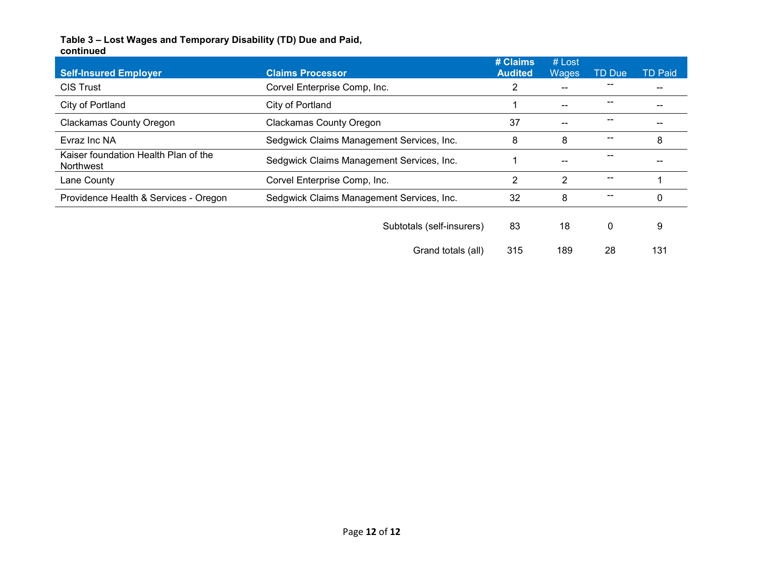**Table 3 – Lost Wages and Temporary Disability (TD) Due and Paid, continued**

| Self-Insured Employer | Claims Processor | # Claims Audited | # Lost Wages | TD Due | TD Paid |
|---|---|---|---|---|---|
| CIS Trust | Corvel Enterprise Comp, Inc. | 2 | -- | -- | -- |
| City of Portland | City of Portland | 1 | -- | -- | -- |
| Clackamas County Oregon | Clackamas County Oregon | 37 | -- | -- | -- |
| Evraz Inc NA | Sedgwick Claims Management Services, Inc. | 8 | 8 | -- | 8 |
| Kaiser foundation Health Plan of the Northwest | Sedgwick Claims Management Services, Inc. | 1 | -- | -- | -- |
| Lane County | Corvel Enterprise Comp, Inc. | 2 | 2 | -- | 1 |
| Providence Health & Services - Oregon | Sedgwick Claims Management Services, Inc. | 32 | 8 | -- | 0 |
| | Subtotals (self-insurers) | 83 | 18 | 0 | 9 |
| | Grand totals (all) | 315 | 189 | 28 | 131 |